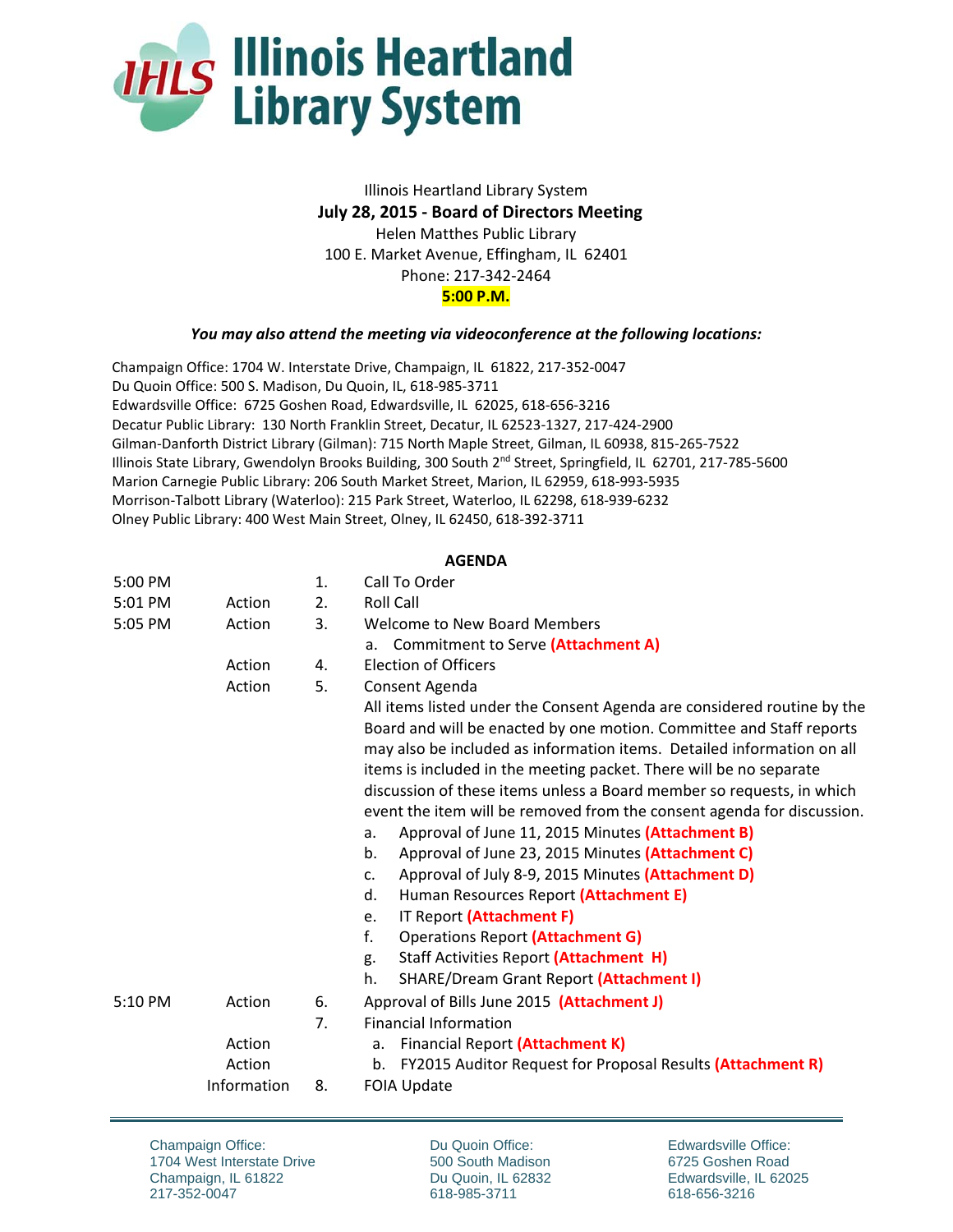# Illinois Heartland Library System

Illinois Heartland Library System

**July 28, 2015 - Board of Directors Meeting**

Helen Matthes Public Library
100 E. Market Avenue, Effingham, IL 62401
Phone: 217-342-2464

**5:00 P.M.**

***You may also attend the meeting via videoconference at the following locations:***

Champaign Office: 1704 W. Interstate Drive, Champaign, IL 61822, 217-352-0047
Du Quoin Office: 500 S. Madison, Du Quoin, IL, 618-985-3711
Edwardsville Office: 6725 Goshen Road, Edwardsville, IL 62025, 618-656-3216
Decatur Public Library: 130 North Franklin Street, Decatur, IL 62523-1327, 217-424-2900
Gilman-Danforth District Library (Gilman): 715 North Maple Street, Gilman, IL 60938, 815-265-7522
Illinois State Library, Gwendolyn Brooks Building, 300 South 2nd Street, Springfield, IL 62701, 217-785-5600
Marion Carnegie Public Library: 206 South Market Street, Marion, IL 62959, 618-993-5935
Morrison-Talbott Library (Waterloo): 215 Park Street, Waterloo, IL 62298, 618-939-6232
Olney Public Library: 400 West Main Street, Olney, IL 62450, 618-392-3711

**AGENDA**

| | | | |
|---|---|---|---|
| 5:00 PM | | 1. | Call To Order |
| 5:01 PM | Action | 2. | Roll Call |
| 5:05 PM | Action | 3. | Welcome to New Board Members<br>a. Commitment to Serve **(Attachment A)** |
| | Action | 4. | Election of Officers |
| | Action | 5. | Consent Agenda<br>All items listed under the Consent Agenda are considered routine by the Board and will be enacted by one motion. Committee and Staff reports may also be included as information items. Detailed information on all items is included in the meeting packet. There will be no separate discussion of these items unless a Board member so requests, in which event the item will be removed from the consent agenda for discussion.<br>a. Approval of June 11, 2015 Minutes **(Attachment B)**<br>b. Approval of June 23, 2015 Minutes **(Attachment C)**<br>c. Approval of July 8-9, 2015 Minutes **(Attachment D)**<br>d. Human Resources Report **(Attachment E)**<br>e. IT Report **(Attachment F)**<br>f. Operations Report **(Attachment G)**<br>g. Staff Activities Report **(Attachment H)**<br>h. SHARE/Dream Grant Report **(Attachment I)** |
| 5:10 PM | Action | 6. | Approval of Bills June 2015 **(Attachment J)** |
| | | 7. | Financial Information |
| | Action | | a. Financial Report **(Attachment K)** |
| | Action | | b. FY2015 Auditor Request for Proposal Results **(Attachment R)** |
| | Information | 8. | FOIA Update |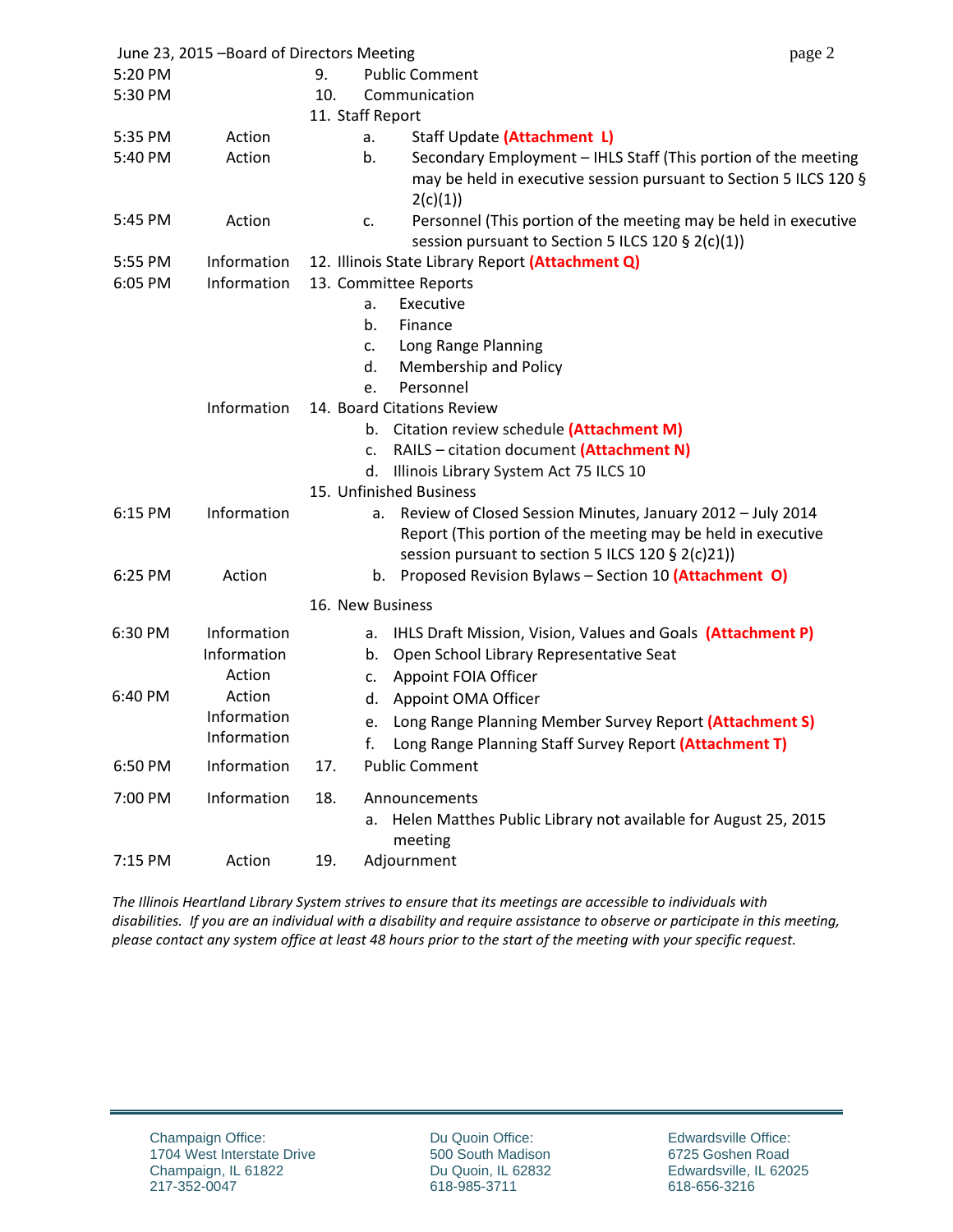June 23, 2015 –Board of Directors Meeting

| | | |
|---|---|---|
| 5:20 PM | | 9. Public Comment |
| 5:30 PM | | 10. Communication |
| | | 11. Staff Report |
| 5:35 PM | Action | a. Staff Update **(Attachment L)** |
| 5:40 PM | Action | b. Secondary Employment – IHLS Staff (This portion of the meeting may be held in executive session pursuant to Section 5 ILCS 120 § 2(c)(1)) |
| 5:45 PM | Action | c. Personnel (This portion of the meeting may be held in executive session pursuant to Section 5 ILCS 120 § 2(c)(1)) |
| 5:55 PM | Information | 12. Illinois State Library Report **(Attachment Q)** |
| 6:05 PM | Information | 13. Committee Reports |
| | | a. Executive |
| | | b. Finance |
| | | c. Long Range Planning |
| | | d. Membership and Policy |
| | | e. Personnel |
| | Information | 14. Board Citations Review |
| | | b. Citation review schedule **(Attachment M)** |
| | | c. RAILS – citation document **(Attachment N)** |
| | | d. Illinois Library System Act 75 ILCS 10 |
| | | 15. Unfinished Business |
| 6:15 PM | Information | a. Review of Closed Session Minutes, January 2012 – July 2014 Report (This portion of the meeting may be held in executive session pursuant to section 5 ILCS 120 § 2(c)21)) |
| 6:25 PM | Action | b. Proposed Revision Bylaws – Section 10 **(Attachment O)** |
| | | 16. New Business |
| 6:30 PM | Information | a. IHLS Draft Mission, Vision, Values and Goals **(Attachment P)** |
| | Information | b. Open School Library Representative Seat |
| | Action | c. Appoint FOIA Officer |
| 6:40 PM | Action | d. Appoint OMA Officer |
| | Information | e. Long Range Planning Member Survey Report **(Attachment S)** |
| | Information | f. Long Range Planning Staff Survey Report **(Attachment T)** |
| 6:50 PM | Information | 17. Public Comment |
| 7:00 PM | Information | 18. Announcements |
| | | a. Helen Matthes Public Library not available for August 25, 2015 meeting |
| 7:15 PM | Action | 19. Adjournment |

*The Illinois Heartland Library System strives to ensure that its meetings are accessible to individuals with disabilities. If you are an individual with a disability and require assistance to observe or participate in this meeting, please contact any system office at least 48 hours prior to the start of the meeting with your specific request.*

Champaign Office:
1704 West Interstate Drive
Champaign, IL 61822
217-352-0047

Du Quoin Office:
500 South Madison
Du Quoin, IL 62832
618-985-3711

Edwardsville Office:
6725 Goshen Road
Edwardsville, IL 62025
618-656-3216